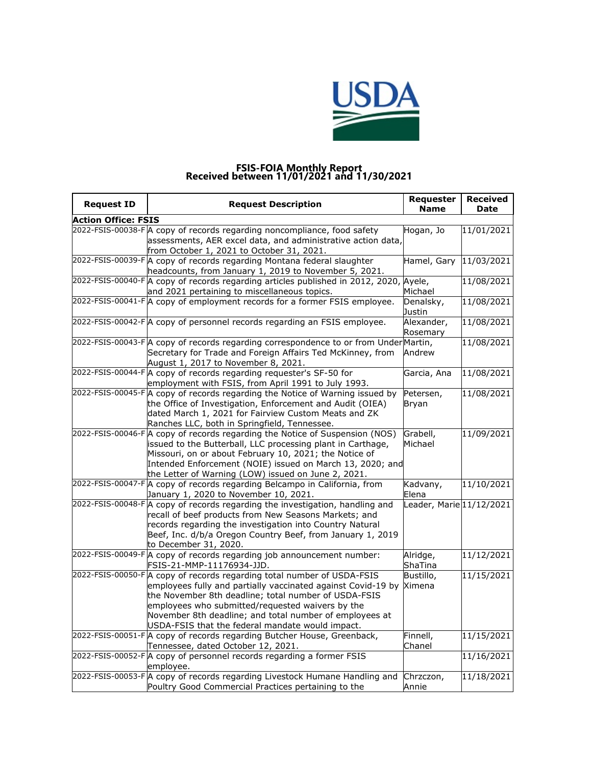# FSIS-FOIA Monthly Report
## Received between 11/01/2021 and 11/30/2021

| Request ID | Request Description | Requester Name | Received Date |
|---|---|---|---|
| **Action Office: FSIS** | | | |
| 2022-FSIS-00038-F | A copy of records regarding noncompliance, food safety assessments, AER excel data, and administrative action data, from October 1, 2021 to October 31, 2021. | Hogan, Jo | 11/01/2021 |
| 2022-FSIS-00039-F | A copy of records regarding Montana federal slaughter headcounts, from January 1, 2019 to November 5, 2021. | Hamel, Gary | 11/03/2021 |
| 2022-FSIS-00040-F | A copy of records regarding articles published in 2012, 2020, and 2021 pertaining to miscellaneous topics. | Ayele, Michael | 11/08/2021 |
| 2022-FSIS-00041-F | A copy of employment records for a former FSIS employee. | Denalsky, Justin | 11/08/2021 |
| 2022-FSIS-00042-F | A copy of personnel records regarding an FSIS employee. | Alexander, Rosemary | 11/08/2021 |
| 2022-FSIS-00043-F | A copy of records regarding correspondence to or from Under Secretary for Trade and Foreign Affairs Ted McKinney, from August 1, 2017 to November 8, 2021. | Martin, Andrew | 11/08/2021 |
| 2022-FSIS-00044-F | A copy of records regarding requester's SF-50 for employment with FSIS, from April 1991 to July 1993. | Garcia, Ana | 11/08/2021 |
| 2022-FSIS-00045-F | A copy of records regarding the Notice of Warning issued by the Office of Investigation, Enforcement and Audit (OIEA) dated March 1, 2021 for Fairview Custom Meats and ZK Ranches LLC, both in Springfield, Tennessee. | Petersen, Bryan | 11/08/2021 |
| 2022-FSIS-00046-F | A copy of records regarding the Notice of Suspension (NOS) issued to the Butterball, LLC processing plant in Carthage, Missouri, on or about February 10, 2021; the Notice of Intended Enforcement (NOIE) issued on March 13, 2020; and the Letter of Warning (LOW) issued on June 2, 2021. | Grabell, Michael | 11/09/2021 |
| 2022-FSIS-00047-F | A copy of records regarding Belcampo in California, from January 1, 2020 to November 10, 2021. | Kadvany, Elena | 11/10/2021 |
| 2022-FSIS-00048-F | A copy of records regarding the investigation, handling and recall of beef products from New Seasons Markets; and records regarding the investigation into Country Natural Beef, Inc. d/b/a Oregon Country Beef, from January 1, 2019 to December 31, 2020. | Leader, Marie | 11/12/2021 |
| 2022-FSIS-00049-F | A copy of records regarding job announcement number: FSIS-21-MMP-11176934-JJD. | Alridge, ShaTina | 11/12/2021 |
| 2022-FSIS-00050-F | A copy of records regarding total number of USDA-FSIS employees fully and partially vaccinated against Covid-19 by the November 8th deadline; total number of USDA-FSIS employees who submitted/requested waivers by the November 8th deadline; and total number of employees at USDA-FSIS that the federal mandate would impact. | Bustillo, Ximena | 11/15/2021 |
| 2022-FSIS-00051-F | A copy of records regarding Butcher House, Greenback, Tennessee, dated October 12, 2021. | Finnell, Chanel | 11/15/2021 |
| 2022-FSIS-00052-F | A copy of personnel records regarding a former FSIS employee. | | 11/16/2021 |
| 2022-FSIS-00053-F | A copy of records regarding Livestock Humane Handling and Poultry Good Commercial Practices pertaining to the | Chrzczon, Annie | 11/18/2021 |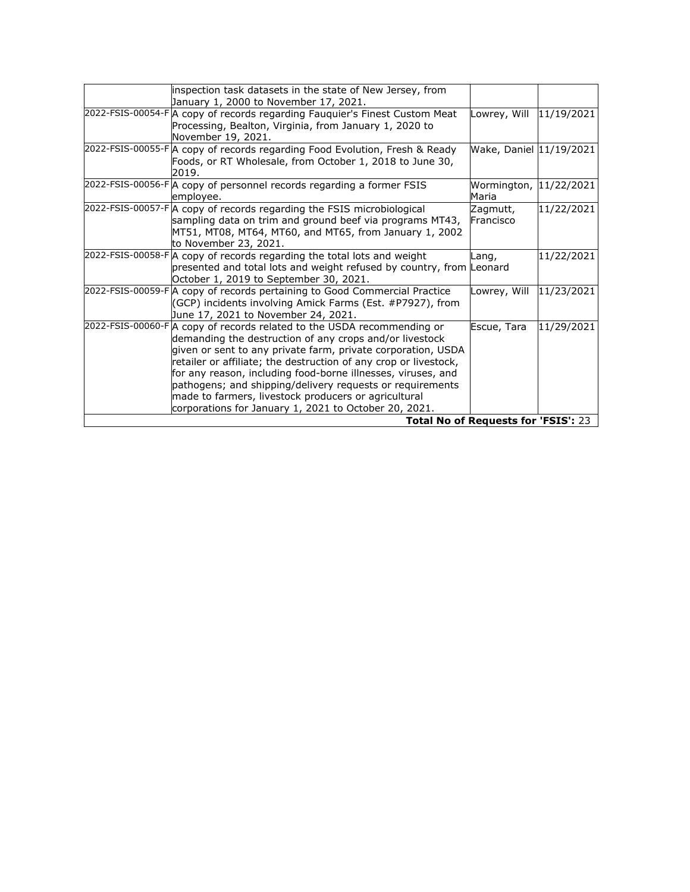| | | | |
|---|---|---|---|
| | inspection task datasets in the state of New Jersey, from January 1, 2000 to November 17, 2021. | | |
| 2022-FSIS-00054-F | A copy of records regarding Fauquier's Finest Custom Meat Processing, Bealton, Virginia, from January 1, 2020 to November 19, 2021. | Lowrey, Will | 11/19/2021 |
| 2022-FSIS-00055-F | A copy of records regarding Food Evolution, Fresh & Ready Foods, or RT Wholesale, from October 1, 2018 to June 30, 2019. | Wake, Daniel | 11/19/2021 |
| 2022-FSIS-00056-F | A copy of personnel records regarding a former FSIS employee. | Wormington, Maria | 11/22/2021 |
| 2022-FSIS-00057-F | A copy of records regarding the FSIS microbiological sampling data on trim and ground beef via programs MT43, MT51, MT08, MT64, MT60, and MT65, from January 1, 2002 to November 23, 2021. | Zagmutt, Francisco | 11/22/2021 |
| 2022-FSIS-00058-F | A copy of records regarding the total lots and weight presented and total lots and weight refused by country, from October 1, 2019 to September 30, 2021. | Lang, Leonard | 11/22/2021 |
| 2022-FSIS-00059-F | A copy of records pertaining to Good Commercial Practice (GCP) incidents involving Amick Farms (Est. #P7927), from June 17, 2021 to November 24, 2021. | Lowrey, Will | 11/23/2021 |
| 2022-FSIS-00060-F | A copy of records related to the USDA recommending or demanding the destruction of any crops and/or livestock given or sent to any private farm, private corporation, USDA retailer or affiliate; the destruction of any crop or livestock, for any reason, including food-borne illnesses, viruses, and pathogens; and shipping/delivery requests or requirements made to farmers, livestock producers or agricultural corporations for January 1, 2021 to October 20, 2021. | Escue, Tara | 11/29/2021 |
| | | **Total No of Requests for 'FSIS':** | 23 |